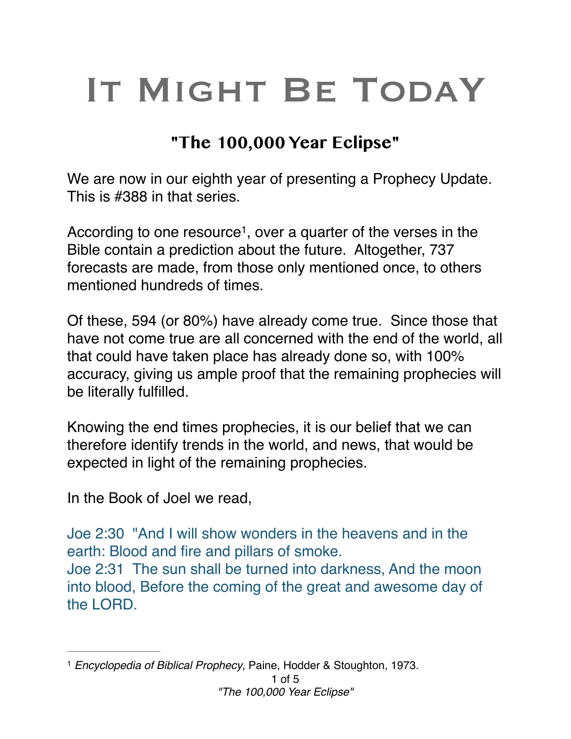# It Might Be Today

## "The 100,000 Year Eclipse"

We are now in our eighth year of presenting a Prophecy Update. This is #388 in that series.

According to one resource[1], over a quarter of the verses in the Bible contain a prediction about the future. Altogether, 737 forecasts are made, from those only mentioned once, to others mentioned hundreds of times.

Of these, 594 (or 80%) have already come true. Since those that have not come true are all concerned with the end of the world, all that could have taken place has already done so, with 100% accuracy, giving us ample proof that the remaining prophecies will be literally fulfilled.

Knowing the end times prophecies, it is our belief that we can therefore identify trends in the world, and news, that would be expected in light of the remaining prophecies.

In the Book of Joel we read,

Joe 2:30 "And I will show wonders in the heavens and in the earth: Blood and fire and pillars of smoke.
Joe 2:31 The sun shall be turned into darkness, And the moon into blood, Before the coming of the great and awesome day of the LORD.

---

[1] *Encyclopedia of Biblical Prophecy*, Paine, Hodder & Stoughton, 1973.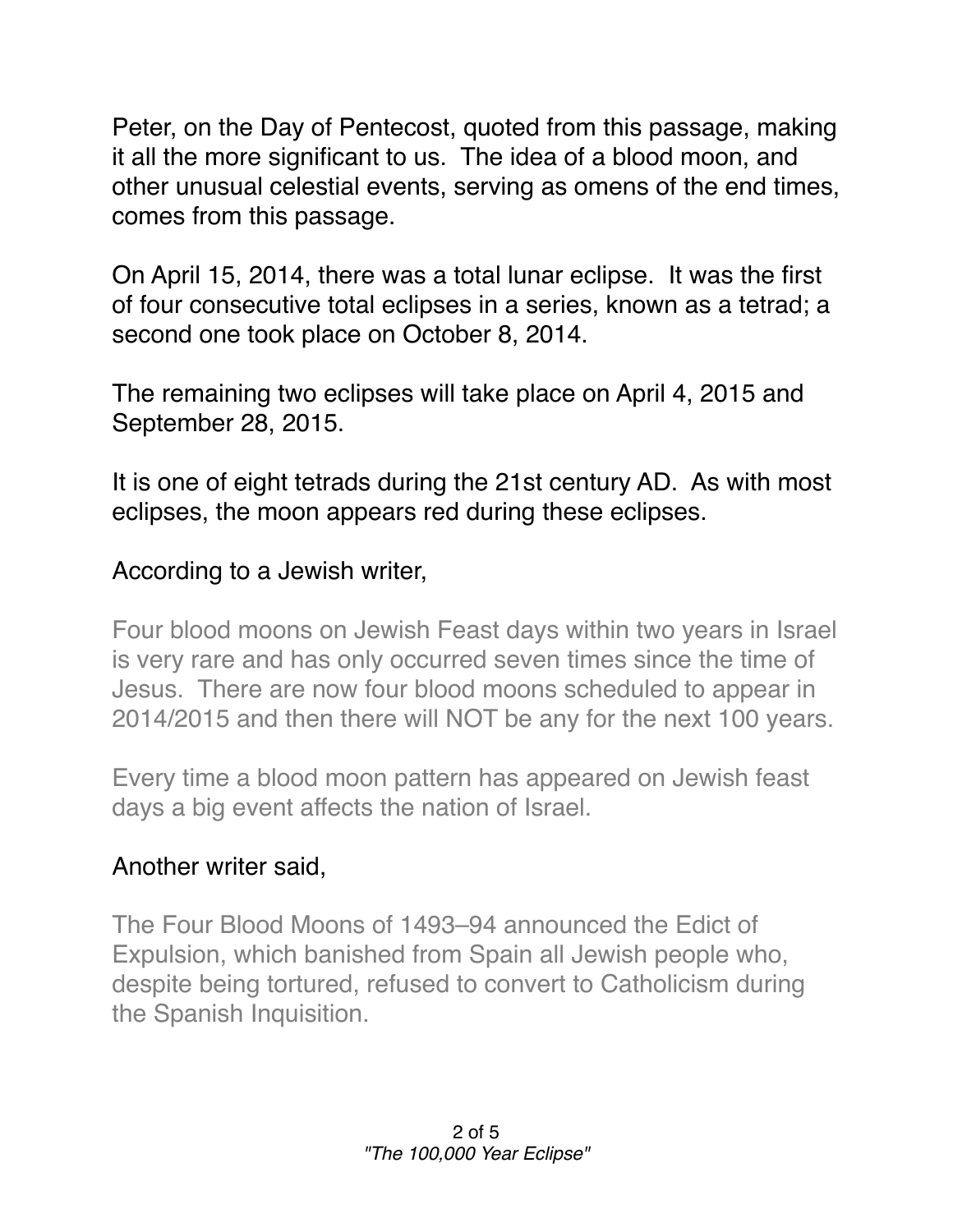Peter, on the Day of Pentecost, quoted from this passage, making it all the more significant to us. The idea of a blood moon, and other unusual celestial events, serving as omens of the end times, comes from this passage.

On April 15, 2014, there was a total lunar eclipse. It was the first of four consecutive total eclipses in a series, known as a tetrad; a second one took place on October 8, 2014.

The remaining two eclipses will take place on April 4, 2015 and September 28, 2015.

It is one of eight tetrads during the 21st century AD. As with most eclipses, the moon appears red during these eclipses.

According to a Jewish writer,

> Four blood moons on Jewish Feast days within two years in Israel is very rare and has only occurred seven times since the time of Jesus. There are now four blood moons scheduled to appear in 2014/2015 and then there will NOT be any for the next 100 years.
>
> Every time a blood moon pattern has appeared on Jewish feast days a big event affects the nation of Israel.

Another writer said,

> The Four Blood Moons of 1493–94 announced the Edict of Expulsion, which banished from Spain all Jewish people who, despite being tortured, refused to convert to Catholicism during the Spanish Inquisition.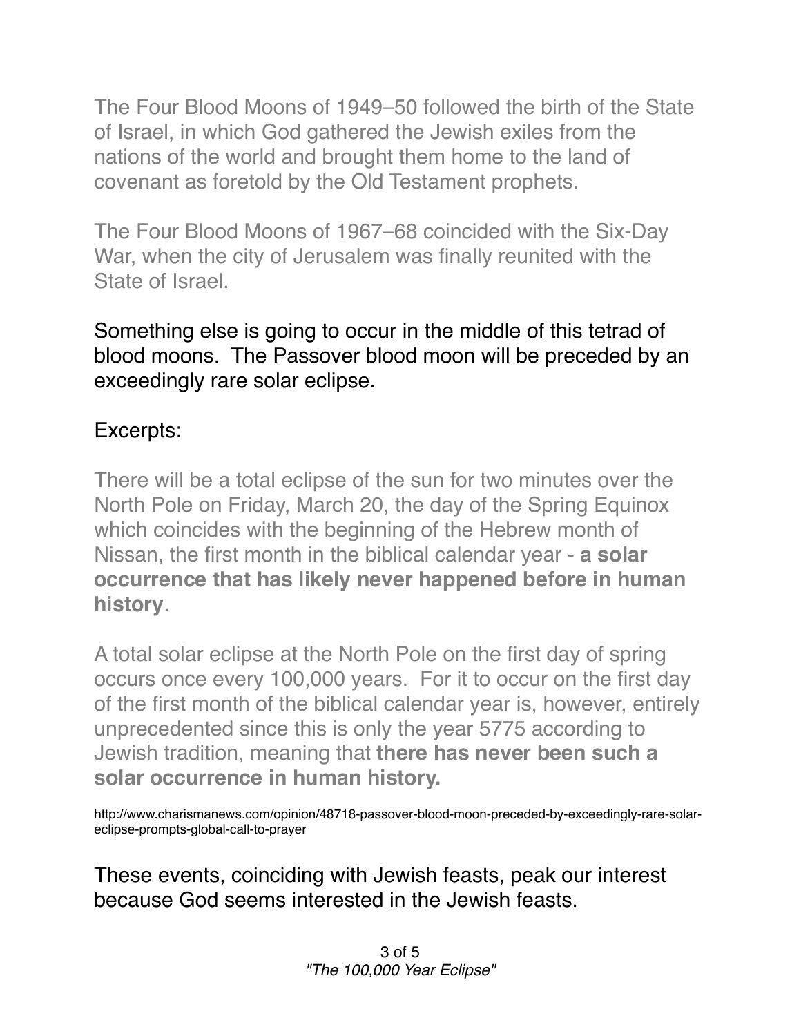The Four Blood Moons of 1949–50 followed the birth of the State of Israel, in which God gathered the Jewish exiles from the nations of the world and brought them home to the land of covenant as foretold by the Old Testament prophets.

The Four Blood Moons of 1967–68 coincided with the Six-Day War, when the city of Jerusalem was finally reunited with the State of Israel.

Something else is going to occur in the middle of this tetrad of blood moons. The Passover blood moon will be preceded by an exceedingly rare solar eclipse.

Excerpts:

There will be a total eclipse of the sun for two minutes over the North Pole on Friday, March 20, the day of the Spring Equinox which coincides with the beginning of the Hebrew month of Nissan, the first month in the biblical calendar year - **a solar occurrence that has likely never happened before in human history**.

A total solar eclipse at the North Pole on the first day of spring occurs once every 100,000 years. For it to occur on the first day of the first month of the biblical calendar year is, however, entirely unprecedented since this is only the year 5775 according to Jewish tradition, meaning that **there has never been such a solar occurrence in human history.**

http://www.charismanews.com/opinion/48718-passover-blood-moon-preceded-by-exceedingly-rare-solar-eclipse-prompts-global-call-to-prayer

These events, coinciding with Jewish feasts, peak our interest because God seems interested in the Jewish feasts.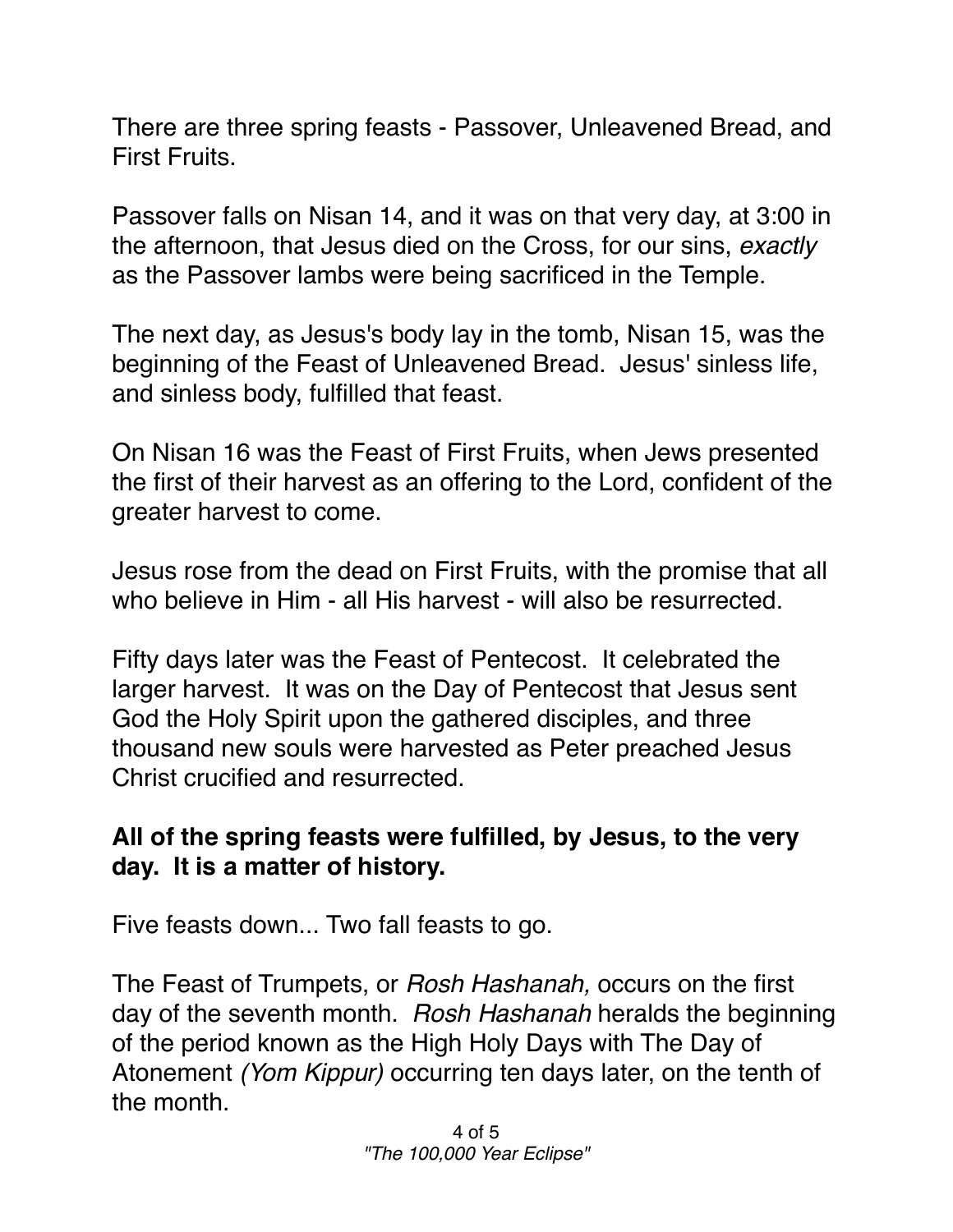There are three spring feasts - Passover, Unleavened Bread, and First Fruits.

Passover falls on Nisan 14, and it was on that very day, at 3:00 in the afternoon, that Jesus died on the Cross, for our sins, *exactly* as the Passover lambs were being sacrificed in the Temple.

The next day, as Jesus's body lay in the tomb, Nisan 15, was the beginning of the Feast of Unleavened Bread. Jesus' sinless life, and sinless body, fulfilled that feast.

On Nisan 16 was the Feast of First Fruits, when Jews presented the first of their harvest as an offering to the Lord, confident of the greater harvest to come.

Jesus rose from the dead on First Fruits, with the promise that all who believe in Him - all His harvest - will also be resurrected.

Fifty days later was the Feast of Pentecost. It celebrated the larger harvest. It was on the Day of Pentecost that Jesus sent God the Holy Spirit upon the gathered disciples, and three thousand new souls were harvested as Peter preached Jesus Christ crucified and resurrected.

**All of the spring feasts were fulfilled, by Jesus, to the very day. It is a matter of history.**

Five feasts down... Two fall feasts to go.

The Feast of Trumpets, or *Rosh Hashanah,* occurs on the first day of the seventh month. *Rosh Hashanah* heralds the beginning of the period known as the High Holy Days with The Day of Atonement *(Yom Kippur)* occurring ten days later, on the tenth of the month.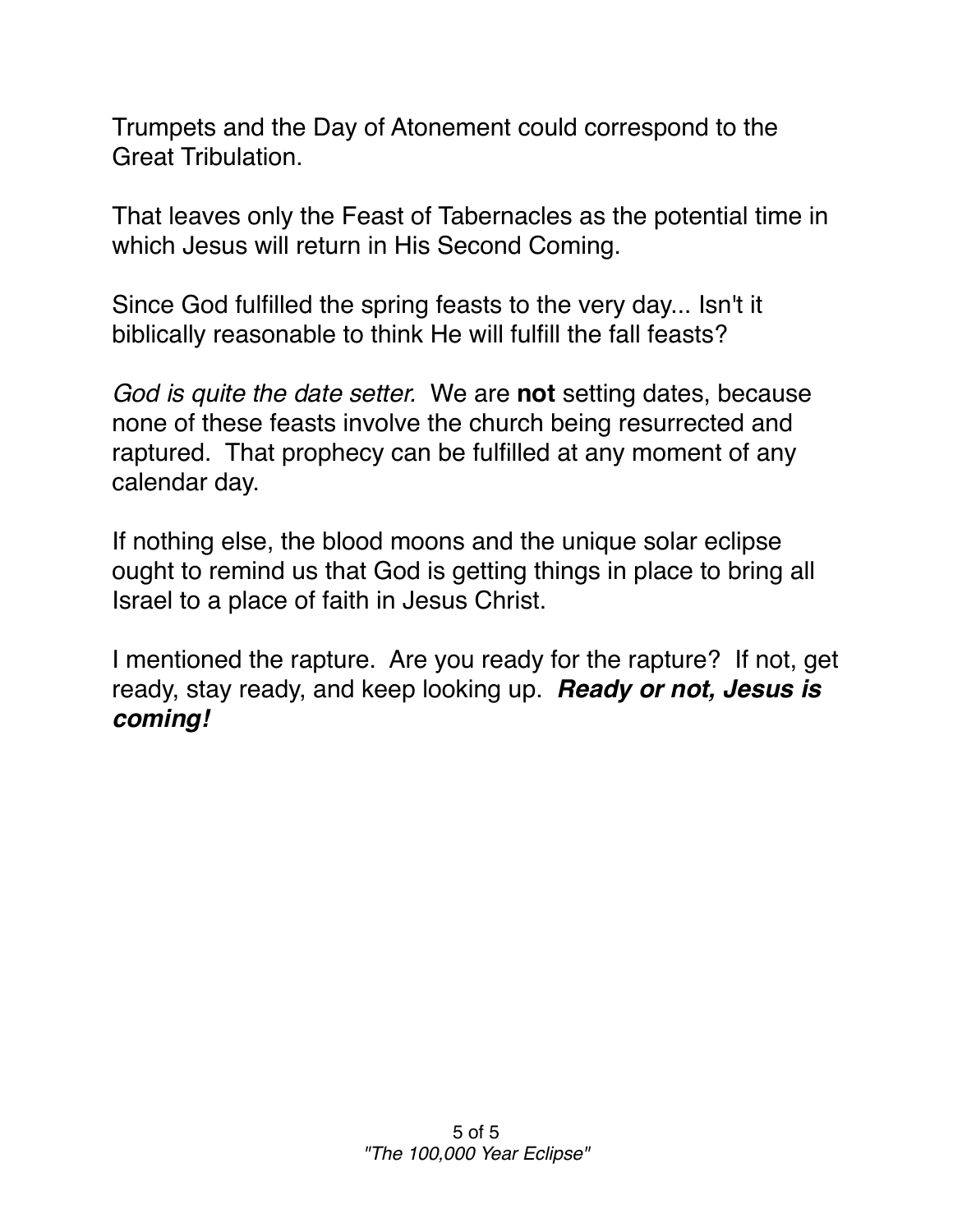Trumpets and the Day of Atonement could correspond to the Great Tribulation.

That leaves only the Feast of Tabernacles as the potential time in which Jesus will return in His Second Coming.

Since God fulfilled the spring feasts to the very day... Isn't it biblically reasonable to think He will fulfill the fall feasts?

*God is quite the date setter.* We are **not** setting dates, because none of these feasts involve the church being resurrected and raptured. That prophecy can be fulfilled at any moment of any calendar day.

If nothing else, the blood moons and the unique solar eclipse ought to remind us that God is getting things in place to bring all Israel to a place of faith in Jesus Christ.

I mentioned the rapture. Are you ready for the rapture? If not, get ready, stay ready, and keep looking up. ***Ready or not, Jesus is coming!***